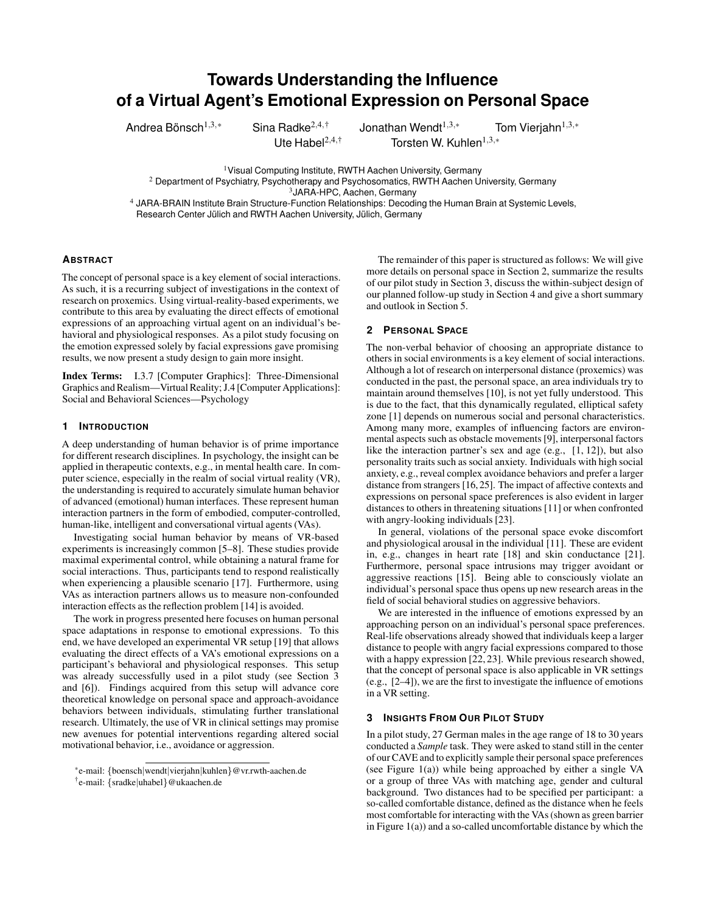# Towards Understanding the Influence of a Virtual Agent's Emotional Expression on Personal Space

Andrea Bönsch[1,3,*] Sina Radke[2,4,†] Jonathan Wendt[1,3,*] Tom Vierjahn[1,3,*] Ute Habel[2,4,†] Torsten W. Kuhlen[1,3,*]

[1] Visual Computing Institute, RWTH Aachen University, Germany
[2] Department of Psychiatry, Psychotherapy and Psychosomatics, RWTH Aachen University, Germany
[3] JARA-HPC, Aachen, Germany
[4] JARA-BRAIN Institute Brain Structure-Function Relationships: Decoding the Human Brain at Systemic Levels, Research Center Jülich and RWTH Aachen University, Jülich, Germany

## Abstract

The concept of personal space is a key element of social interactions. As such, it is a recurring subject of investigations in the context of research on proxemics. Using virtual-reality-based experiments, we contribute to this area by evaluating the direct effects of emotional expressions of an approaching virtual agent on an individual's behavioral and physiological responses. As a pilot study focusing on the emotion expressed solely by facial expressions gave promising results, we now present a study design to gain more insight.

**Index Terms:** I.3.7 [Computer Graphics]: Three-Dimensional Graphics and Realism—Virtual Reality; J.4 [Computer Applications]: Social and Behavioral Sciences—Psychology

## 1 Introduction

A deep understanding of human behavior is of prime importance for different research disciplines. In psychology, the insight can be applied in therapeutic contexts, e.g., in mental health care. In computer science, especially in the realm of social virtual reality (VR), the understanding is required to accurately simulate human behavior of advanced (emotional) human interfaces. These represent human interaction partners in the form of embodied, computer-controlled, human-like, intelligent and conversational virtual agents (VAs).

Investigating social human behavior by means of VR-based experiments is increasingly common [5–8]. These studies provide maximal experimental control, while obtaining a natural frame for social interactions. Thus, participants tend to respond realistically when experiencing a plausible scenario [17]. Furthermore, using VAs as interaction partners allows us to measure non-confounded interaction effects as the reflection problem [14] is avoided.

The work in progress presented here focuses on human personal space adaptations in response to emotional expressions. To this end, we have developed an experimental VR setup [19] that allows evaluating the direct effects of a VA's emotional expressions on a participant's behavioral and physiological responses. This setup was already successfully used in a pilot study (see Section 3 and [6]). Findings acquired from this setup will advance core theoretical knowledge on personal space and approach-avoidance behaviors between individuals, stimulating further translational research. Ultimately, the use of VR in clinical settings may promise new avenues for potential interventions regarding altered social motivational behavior, i.e., avoidance or aggression.

*e-mail: {boensch|wendt|vierjahn|kuhlen}@vr.rwth-aachen.de
†e-mail: {sradke|uhabel}@ukaachen.de

The remainder of this paper is structured as follows: We will give more details on personal space in Section 2, summarize the results of our pilot study in Section 3, discuss the within-subject design of our planned follow-up study in Section 4 and give a short summary and outlook in Section 5.

## 2 Personal Space

The non-verbal behavior of choosing an appropriate distance to others in social environments is a key element of social interactions. Although a lot of research on interpersonal distance (proxemics) was conducted in the past, the personal space, an area individuals try to maintain around themselves [10], is not yet fully understood. This is due to the fact, that this dynamically regulated, elliptical safety zone [1] depends on numerous social and personal characteristics. Among many more, examples of influencing factors are environmental aspects such as obstacle movements [9], interpersonal factors like the interaction partner's sex and age (e.g., [1, 12]), but also personality traits such as social anxiety. Individuals with high social anxiety, e.g., reveal complex avoidance behaviors and prefer a larger distance from strangers [16, 25]. The impact of affective contexts and expressions on personal space preferences is also evident in larger distances to others in threatening situations [11] or when confronted with angry-looking individuals [23].

In general, violations of the personal space evoke discomfort and physiological arousal in the individual [11]. These are evident in, e.g., changes in heart rate [18] and skin conductance [21]. Furthermore, personal space intrusions may trigger avoidant or aggressive reactions [15]. Being able to consciously violate an individual's personal space thus opens up new research areas in the field of social behavioral studies on aggressive behaviors.

We are interested in the influence of emotions expressed by an approaching person on an individual's personal space preferences. Real-life observations already showed that individuals keep a larger distance to people with angry facial expressions compared to those with a happy expression [22, 23]. While previous research showed, that the concept of personal space is also applicable in VR settings (e.g., [2–4]), we are the first to investigate the influence of emotions in a VR setting.

## 3 Insights From Our Pilot Study

In a pilot study, 27 German males in the age range of 18 to 30 years conducted a *Sample* task. They were asked to stand still in the center of our CAVE and to explicitly sample their personal space preferences (see Figure 1(a)) while being approached by either a single VA or a group of three VAs with matching age, gender and cultural background. Two distances had to be specified per participant: a so-called comfortable distance, defined as the distance when he feels most comfortable for interacting with the VAs (shown as green barrier in Figure 1(a)) and a so-called uncomfortable distance by which the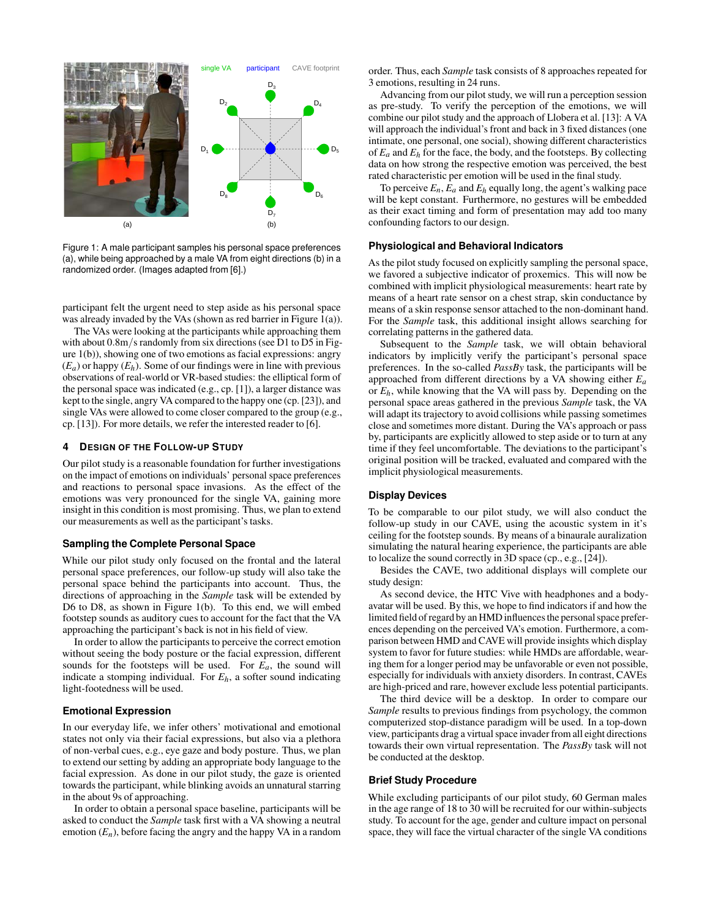Figure 1: A male participant samples his personal space preferences (a), while being approached by a male VA from eight directions (b) in a randomized order. (Images adapted from [6].)

participant felt the urgent need to step aside as his personal space was already invaded by the VAs (shown as red barrier in Figure 1(a)).

The VAs were looking at the participants while approaching them with about 0.8m/s randomly from six directions (see D1 to D5 in Figure 1(b)), showing one of two emotions as facial expressions: angry ($E_a$) or happy ($E_h$). Some of our findings were in line with previous observations of real-world or VR-based studies: the elliptical form of the personal space was indicated (e.g., cp. [1]), a larger distance was kept to the single, angry VA compared to the happy one (cp. [23]), and single VAs were allowed to come closer compared to the group (e.g., cp. [13]). For more details, we refer the interested reader to [6].

## 4 Design of the Follow-up Study

Our pilot study is a reasonable foundation for further investigations on the impact of emotions on individuals' personal space preferences and reactions to personal space invasions. As the effect of the emotions was very pronounced for the single VA, gaining more insight in this condition is most promising. Thus, we plan to extend our measurements as well as the participant's tasks.

### Sampling the Complete Personal Space

While our pilot study only focused on the frontal and the lateral personal space preferences, our follow-up study will also take the personal space behind the participants into account. Thus, the directions of approaching in the *Sample* task will be extended by D6 to D8, as shown in Figure 1(b). To this end, we will embed footstep sounds as auditory cues to account for the fact that the VA approaching the participant's back is not in his field of view.

In order to allow the participants to perceive the correct emotion without seeing the body posture or the facial expression, different sounds for the footsteps will be used. For $E_a$, the sound will indicate a stomping individual. For $E_h$, a softer sound indicating light-footedness will be used.

### Emotional Expression

In our everyday life, we infer others' motivational and emotional states not only via their facial expressions, but also via a plethora of non-verbal cues, e.g., eye gaze and body posture. Thus, we plan to extend our setting by adding an appropriate body language to the facial expression. As done in our pilot study, the gaze is oriented towards the participant, while blinking avoids an unnatural starring in the about 9s of approaching.

In order to obtain a personal space baseline, participants will be asked to conduct the *Sample* task first with a VA showing a neutral emotion ($E_n$), before facing the angry and the happy VA in a random order. Thus, each *Sample* task consists of 8 approaches repeated for 3 emotions, resulting in 24 runs.

Advancing from our pilot study, we will run a perception session as pre-study. To verify the perception of the emotions, we will combine our pilot study and the approach of Llobera et al. [13]: A VA will approach the individual's front and back in 3 fixed distances (one intimate, one personal, one social), showing different characteristics of $E_a$ and $E_h$ for the face, the body, and the footsteps. By collecting data on how strong the respective emotion was perceived, the best rated characteristic per emotion will be used in the final study.

To perceive $E_n$, $E_a$ and $E_h$ equally long, the agent's walking pace will be kept constant. Furthermore, no gestures will be embedded as their exact timing and form of presentation may add too many confounding factors to our design.

### Physiological and Behavioral Indicators

As the pilot study focused on explicitly sampling the personal space, we favored a subjective indicator of proxemics. This will now be combined with implicit physiological measurements: heart rate by means of a heart rate sensor on a chest strap, skin conductance by means of a skin response sensor attached to the non-dominant hand. For the *Sample* task, this additional insight allows searching for correlating patterns in the gathered data.

Subsequent to the *Sample* task, we will obtain behavioral indicators by implicitly verify the participant's personal space preferences. In the so-called *PassBy* task, the participants will be approached from different directions by a VA showing either $E_a$ or $E_h$, while knowing that the VA will pass by. Depending on the personal space areas gathered in the previous *Sample* task, the VA will adapt its trajectory to avoid collisions while passing sometimes close and sometimes more distant. During the VA's approach or pass by, participants are explicitly allowed to step aside or to turn at any time if they feel uncomfortable. The deviations to the participant's original position will be tracked, evaluated and compared with the implicit physiological measurements.

### Display Devices

To be comparable to our pilot study, we will also conduct the follow-up study in our CAVE, using the acoustic system in it's ceiling for the footstep sounds. By means of a binaurale auralization simulating the natural hearing experience, the participants are able to localize the sound correctly in 3D space (cp., e.g., [24]).

Besides the CAVE, two additional displays will complete our study design:

As second device, the HTC Vive with headphones and a body-avatar will be used. By this, we hope to find indicators if and how the limited field of regard by an HMD influences the personal space preferences depending on the perceived VA's emotion. Furthermore, a comparison between HMD and CAVE will provide insights which display system to favor for future studies: while HMDs are affordable, wearing them for a longer period may be unfavorable or even not possible, especially for individuals with anxiety disorders. In contrast, CAVEs are high-priced and rare, however exclude less potential participants.

The third device will be a desktop. In order to compare our *Sample* results to previous findings from psychology, the common computerized stop-distance paradigm will be used. In a top-down view, participants drag a virtual space invader from all eight directions towards their own virtual representation. The *PassBy* task will not be conducted at the desktop.

### Brief Study Procedure

While excluding participants of our pilot study, 60 German males in the age range of 18 to 30 will be recruited for our within-subjects study. To account for the age, gender and culture impact on personal space, they will face the virtual character of the single VA conditions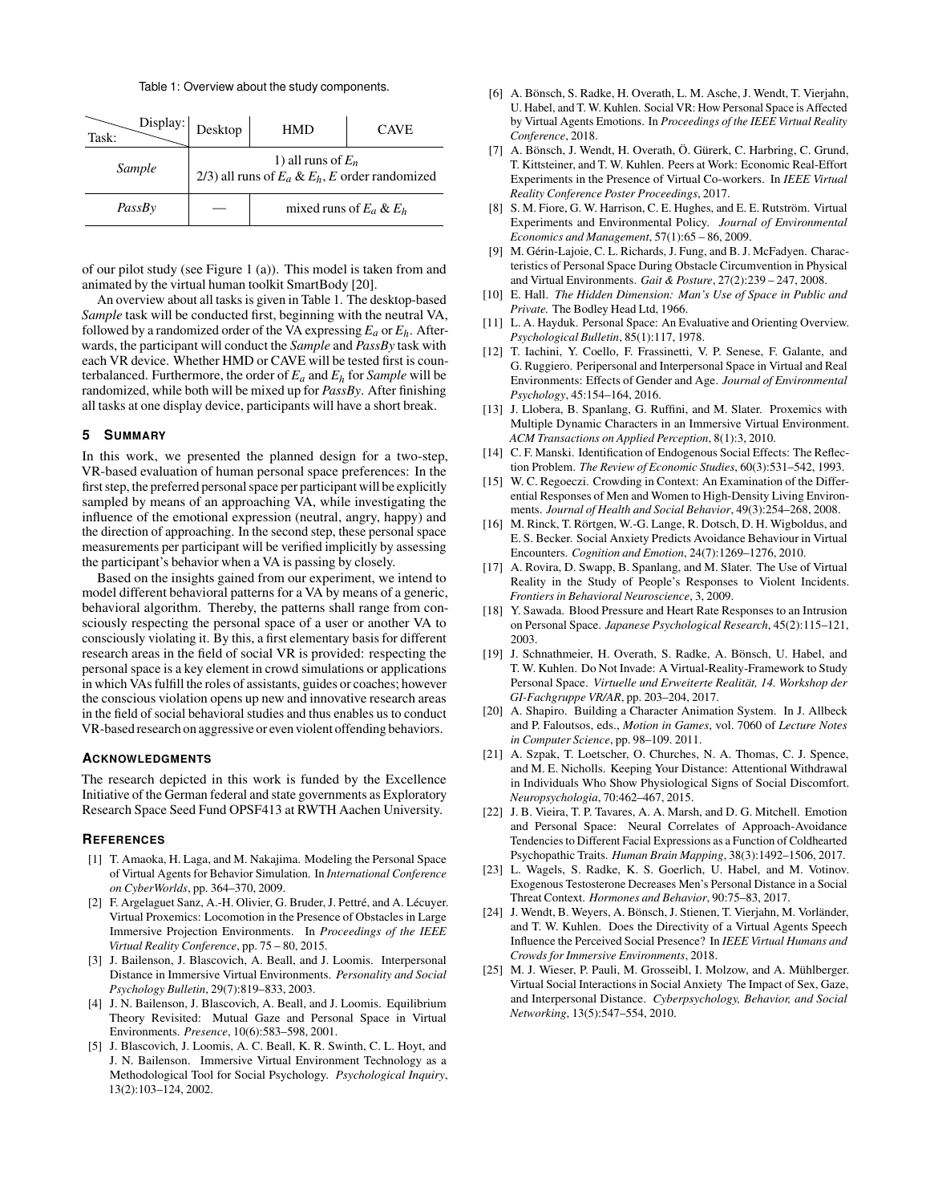Table 1: Overview about the study components.

| Task: \ Display: | Desktop | HMD | CAVE |
|---|---|---|---|
| *Sample* | 1) all runs of $E_n$ 2/3) all runs of $E_a$ & $E_h$, $E$ order randomized | | |
| *PassBy* | — | mixed runs of $E_a$ & $E_h$ | |

of our pilot study (see Figure 1 (a)). This model is taken from and animated by the virtual human toolkit SmartBody [20].

An overview about all tasks is given in Table 1. The desktop-based *Sample* task will be conducted first, beginning with the neutral VA, followed by a randomized order of the VA expressing $E_a$ or $E_h$. Afterwards, the participant will conduct the *Sample* and *PassBy* task with each VR device. Whether HMD or CAVE will be tested first is counterbalanced. Furthermore, the order of $E_a$ and $E_h$ for *Sample* will be randomized, while both will be mixed up for *PassBy*. After finishing all tasks at one display device, participants will have a short break.

## 5 Summary

In this work, we presented the planned design for a two-step, VR-based evaluation of human personal space preferences: In the first step, the preferred personal space per participant will be explicitly sampled by means of an approaching VA, while investigating the influence of the emotional expression (neutral, angry, happy) and the direction of approaching. In the second step, these personal space measurements per participant will be verified implicitly by assessing the participant's behavior when a VA is passing by closely.

Based on the insights gained from our experiment, we intend to model different behavioral patterns for a VA by means of a generic, behavioral algorithm. Thereby, the patterns shall range from consciously respecting the personal space of a user or another VA to consciously violating it. By this, a first elementary basis for different research areas in the field of social VR is provided: respecting the personal space is a key element in crowd simulations or applications in which VAs fulfill the roles of assistants, guides or coaches; however the conscious violation opens up new and innovative research areas in the field of social behavioral studies and thus enables us to conduct VR-based research on aggressive or even violent offending behaviors.

## Acknowledgments

The research depicted in this work is funded by the Excellence Initiative of the German federal and state governments as Exploratory Research Space Seed Fund OPSF413 at RWTH Aachen University.

## References

[1] T. Amaoka, H. Laga, and M. Nakajima. Modeling the Personal Space of Virtual Agents for Behavior Simulation. In *International Conference on CyberWorlds*, pp. 364–370, 2009.

[2] F. Argelaguet Sanz, A.-H. Olivier, G. Bruder, J. Pettré, and A. Lécuyer. Virtual Proxemics: Locomotion in the Presence of Obstacles in Large Immersive Projection Environments. In *Proceedings of the IEEE Virtual Reality Conference*, pp. 75 – 80, 2015.

[3] J. Bailenson, J. Blascovich, A. Beall, and J. Loomis. Interpersonal Distance in Immersive Virtual Environments. *Personality and Social Psychology Bulletin*, 29(7):819–833, 2003.

[4] J. N. Bailenson, J. Blascovich, A. Beall, and J. Loomis. Equilibrium Theory Revisited: Mutual Gaze and Personal Space in Virtual Environments. *Presence*, 10(6):583–598, 2001.

[5] J. Blascovich, J. Loomis, A. C. Beall, K. R. Swinth, C. L. Hoyt, and J. N. Bailenson. Immersive Virtual Environment Technology as a Methodological Tool for Social Psychology. *Psychological Inquiry*, 13(2):103–124, 2002.

[6] A. Bönsch, S. Radke, H. Overath, L. M. Asche, J. Wendt, T. Vierjahn, U. Habel, and T. W. Kuhlen. Social VR: How Personal Space is Affected by Virtual Agents Emotions. In *Proceedings of the IEEE Virtual Reality Conference*, 2018.

[7] A. Bönsch, J. Wendt, H. Overath, Ö. Gürerk, C. Harbring, C. Grund, T. Kittsteiner, and T. W. Kuhlen. Peers at Work: Economic Real-Effort Experiments in the Presence of Virtual Co-workers. In *IEEE Virtual Reality Conference Poster Proceedings*, 2017.

[8] S. M. Fiore, G. W. Harrison, C. E. Hughes, and E. E. Rutström. Virtual Experiments and Environmental Policy. *Journal of Environmental Economics and Management*, 57(1):65 – 86, 2009.

[9] M. Gérin-Lajoie, C. L. Richards, J. Fung, and B. J. McFadyen. Characteristics of Personal Space During Obstacle Circumvention in Physical and Virtual Environments. *Gait & Posture*, 27(2):239 – 247, 2008.

[10] E. Hall. *The Hidden Dimension: Man's Use of Space in Public and Private*. The Bodley Head Ltd, 1966.

[11] L. A. Hayduk. Personal Space: An Evaluative and Orienting Overview. *Psychological Bulletin*, 85(1):117, 1978.

[12] T. Iachini, Y. Coello, F. Frassinetti, V. P. Senese, F. Galante, and G. Ruggiero. Peripersonal and Interpersonal Space in Virtual and Real Environments: Effects of Gender and Age. *Journal of Environmental Psychology*, 45:154–164, 2016.

[13] J. Llobera, B. Spanlang, G. Ruffini, and M. Slater. Proxemics with Multiple Dynamic Characters in an Immersive Virtual Environment. *ACM Transactions on Applied Perception*, 8(1):3, 2010.

[14] C. F. Manski. Identification of Endogenous Social Effects: The Reflection Problem. *The Review of Economic Studies*, 60(3):531–542, 1993.

[15] W. C. Regoeczi. Crowding in Context: An Examination of the Differential Responses of Men and Women to High-Density Living Environments. *Journal of Health and Social Behavior*, 49(3):254–268, 2008.

[16] M. Rinck, T. Rörtgen, W.-G. Lange, R. Dotsch, D. H. Wigboldus, and E. S. Becker. Social Anxiety Predicts Avoidance Behaviour in Virtual Encounters. *Cognition and Emotion*, 24(7):1269–1276, 2010.

[17] A. Rovira, D. Swapp, B. Spanlang, and M. Slater. The Use of Virtual Reality in the Study of People's Responses to Violent Incidents. *Frontiers in Behavioral Neuroscience*, 3, 2009.

[18] Y. Sawada. Blood Pressure and Heart Rate Responses to an Intrusion on Personal Space. *Japanese Psychological Research*, 45(2):115–121, 2003.

[19] J. Schnathmeier, H. Overath, S. Radke, A. Bönsch, U. Habel, and T. W. Kuhlen. Do Not Invade: A Virtual-Reality-Framework to Study Personal Space. *Virtuelle und Erweiterte Realität, 14. Workshop der GI-Fachgruppe VR/AR*, pp. 203–204, 2017.

[20] A. Shapiro. Building a Character Animation System. In J. Allbeck and P. Faloutsos, eds., *Motion in Games*, vol. 7060 of *Lecture Notes in Computer Science*, pp. 98–109. 2011.

[21] A. Szpak, T. Loetscher, O. Churches, N. A. Thomas, C. J. Spence, and M. E. Nicholls. Keeping Your Distance: Attentional Withdrawal in Individuals Who Show Physiological Signs of Social Discomfort. *Neuropsychologia*, 70:462–467, 2015.

[22] J. B. Vieira, T. P. Tavares, A. A. Marsh, and D. G. Mitchell. Emotion and Personal Space: Neural Correlates of Approach-Avoidance Tendencies to Different Facial Expressions as a Function of Coldhearted Psychopathic Traits. *Human Brain Mapping*, 38(3):1492–1506, 2017.

[23] L. Wagels, S. Radke, K. S. Goerlich, U. Habel, and M. Votinov. Exogenous Testosterone Decreases Men's Personal Distance in a Social Threat Context. *Hormones and Behavior*, 90:75–83, 2017.

[24] J. Wendt, B. Weyers, A. Bönsch, J. Stienen, T. Vierjahn, M. Vorländer, and T. W. Kuhlen. Does the Directivity of a Virtual Agents Speech Influence the Perceived Social Presence? In *IEEE Virtual Humans and Crowds for Immersive Environments*, 2018.

[25] M. J. Wieser, P. Pauli, M. Grosseibl, I. Molzow, and A. Mühlberger. Virtual Social Interactions in Social Anxiety The Impact of Sex, Gaze, and Interpersonal Distance. *Cyberpsychology, Behavior, and Social Networking*, 13(5):547–554, 2010.